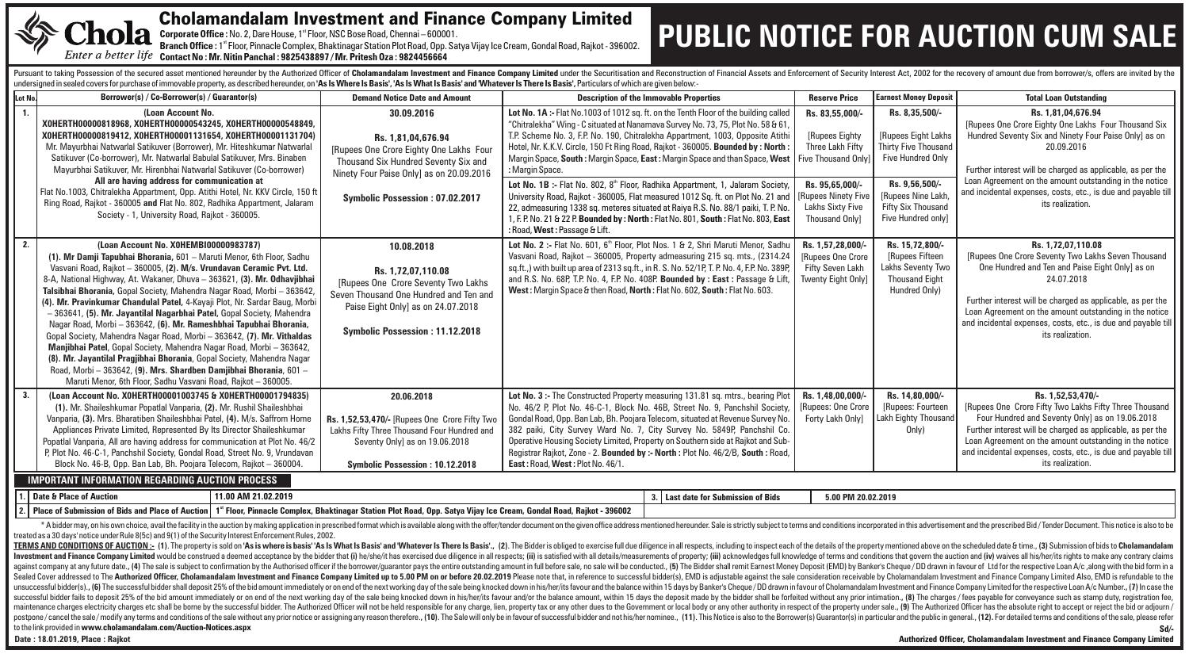# Cholamandalam Investment and Finance Company Limited

**Chola** *Enter a better life*

**Corporate Office :** No. 2, Dare House, 1st Floor, NSC Bose Road, Chennai – 600001.
**Branch Office :** 1st Floor, Pinnacle Complex, Bhaktinagar Station Plot Road, Opp. Satya Vijay Ice Cream, Gondal Road, Rajkot - 396002.
**Contact No : Mr. Nitin Panchal : 9825438897 / Mr. Pritesh Oza : 9824456664**

# PUBLIC NOTICE FOR AUCTION CUM SALE

Pursuant to taking Possession of the secured asset mentioned hereunder by the Authorized Officer of **Cholamandalam Investment and Finance Company Limited** under the Securitisation and Reconstruction of Financial Assets and Enforcement of Security Interest Act, 2002 for the recovery of amount due from borrower/s, offers are invited by the undersigned in sealed covers for purchase of immovable property, as described hereunder, on **'As Is Where Is Basis', 'As Is What Is Basis' and 'Whatever Is There Is Basis'**, Particulars of which are given below:-

| Lot No. | Borrower(s) / Co-Borrower(s) / Guarantor(s) | Demand Notice Date and Amount | Description of the Immovable Properties | Reserve Price | Earnest Money Deposit | Total Loan Outstanding |
|---|---|---|---|---|---|---|
| 1. | **(Loan Account No. X0HERTH00000818968, X0HERTH00000543245, X0HERTH00000548849, X0HERTH00000819412, X0HERTH00001131654, X0HERTH00001131704)** Mr. Mayurbhai Natwarlal Satikuver (Borrower), Mr. Hiteshkumar Natwarlal Satikuver (Co-borrower), Mr. Natwarlal Babulal Satikuver, Mrs. Binaben Mayurbhai Satikuver, Mr. Hirenbhai Natwarlal Satikuver (Co-borrower) **All are having address for communication at** Flat No.1003, Chitralekha Appartment, Opp. Atithi Hotel, Nr. KKV Circle, 150 ft Ring Road, Rajkot - 360005 **and** Flat No. 802, Radhika Appartment, Jalaram Society - 1, University Road, Rajkot - 360005. | **30.09.2016** **Rs. 1,81,04,676.94** [Rupees One Crore Eighty One Lakhs Four Thousand Six Hundred Seventy Six and Ninety Four Paise Only] as on 20.09.2016 **Symbolic Possession : 07.02.2017** | **Lot No. 1A :-** Flat No.1003 of 1012 sq. ft. on the Tenth Floor of the building called "Chitralekha" Wing - C situated at Nanamava Survey No. 73, 75, Plot No. 58 & 61, T.P. Scheme No. 3, F.P. No. 190, Chitralekha Appartment, 1003, Opposite Atithi Hotel, Nr. K.K.V. Circle, 150 Ft Ring Road, Rajkot - 360005. **Bounded by : North :** Margin Space, **South :** Margin Space, **East :** Margin Space and than Space, **West :** Margin Space. | **Rs. 83,55,000/-** [Rupees Eighty Three Lakh Fifty Five Thousand Only] | **Rs. 8,35,500/-** [Rupees Eight Lakhs Thirty Five Thousand Five Hundred Only | **Rs. 1,81,04,676.94** [Rupees One Crore Eighty One Lakhs Four Thousand Six Hundred Seventy Six and Ninety Four Paise Only] as on 20.09.2016 Further interest will be charged as applicable, as per the Loan Agreement on the amount outstanding in the notice and incidental expenses, costs, etc., is due and payable till its realization. |
| | | | **Lot No. 1B :-** Flat No. 802, 8th Floor, Radhika Appartment, 1, Jalaram Society, University Road, Rajkot - 360005, Flat measured 1012 Sq. ft. on Plot No. 21 and 22, admeasuring 1338 sq. meteres situated at Raiya R.S. No. 88/1 paiki, T. P. No. 1, F. P. No. 21 & 22 P. **Bounded by : North :** Flat No. 801, **South :** Flat No. 803, **East :** Road, **West :** Passage & Lift. | **Rs. 95,65,000/-** [Rupees Ninety Five Lakhs Sixty Five Thousand Only] | **Rs. 9,56,500/-** [Rupees Nine Lakh, Fifty Six Thousand Five Hundred only] | |
| 2. | **(Loan Account No. X0HEMBI00000983787)** **(1). Mr Damji Tapubhai Bhorania**, 601 – Maruti Menor, 6th Floor, Sadhu Vasvani Road, Rajkot – 360005, **(2). M/s. Vrundavan Ceramic Pvt. Ltd.** 8-A, National Highway, At. Wakaner, Dhuva – 363621, **(3). Mr. Odhavjibhai Talsibhai Bhorania**, Gopal Society, Mahendra Nagar Road, Morbi – 363642, **(4). Mr. Pravinkumar Chandulal Patel**, 4-Kayaji Plot, Nr. Sardar Baug, Morbi – 363641, **(5). Mr. Jayantilal Nagarbhai Patel**, Gopal Society, Mahendra Nagar Road, Morbi – 363642, **(6). Mr. Rameshbhai Tapubhai Bhorania**, Gopal Society, Mahendra Nagar Road, Morbi – 363642, **(7). Mr. Vithaldas Manjibhai Patel**, Gopal Society, Mahendra Nagar Road, Morbi – 363642, **(8). Mr. Jayantilal Pragjibhai Bhorania**, Gopal Society, Mahendra Nagar Road, Morbi – 363642, **(9). Mrs. Shardben Damjibhai Bhorania**, 601 – Maruti Menor, 6th Floor, Sadhu Vasvani Road, Rajkot – 360005. | **10.08.2018** **Rs. 1,72,07,110.08** [Rupees One Crore Seventy Two Lakhs Seven Thousand One Hundred and Ten and Paise Eight Only] as on 24.07.2018 **Symbolic Possession : 11.12.2018** | **Lot No. 2 :-** Flat No. 601, 6th Floor, Plot Nos. 1 & 2, Shri Maruti Menor, Sadhu Vasvani Road, Rajkot – 360005, Property admeasuring 215 sq. mts., (2314.24 sq.ft.,) with built up area of 2313 sq.ft., in R. S. No. 52/1P, T. P. No. 4, F.P. No. 389P, and R.S. No. 68P, T.P. No. 4, F.P. No. 408P. **Bounded by : East :** Passage & Lift, **West :** Margin Space & then Road, **North :** Flat No. 602, **South :** Flat No. 603. | **Rs. 1,57,28,000/-** [Rupees One Crore Fifty Seven Lakh Twenty Eight Only] | **Rs. 15,72,800/-** [Rupees Fifteen Lakhs Seventy Two Thousand Eight Hundred Only) | **Rs. 1,72,07,110.08** [Rupees One Crore Seventy Two Lakhs Seven Thousand One Hundred and Ten and Paise Eight Only] as on 24.07.2018 Further interest will be charged as applicable, as per the Loan Agreement on the amount outstanding in the notice and incidental expenses, costs, etc., is due and payable till its realization. |
| 3. | **(Loan Account No. X0HERTH00001003745 & X0HERTH00001794835)** (1). Mr. Shaileshkumar Popatlal Vanparia, (2). Mr. Rushil Shaileshbhai Vanparia, (3). Mrs. Bharatiben Shaileshbhai Patel, (4). M/s. Saffrom Home Appliances Private Limited, Represented By Its Director Shaileshkumar Popatlal Vanparia, All are having address for communication at Plot No. 46/2 P, Plot No. 46-C-1, Panchshil Society, Gondal Road, Street No. 9, Vrundavan Block No. 46-B, Opp. Ban Lab, Bh. Poojara Telecom, Rajkot – 360004. | **20.06.2018** **Rs. 1,52,53,470/-** [Rupees One Crore Fifty Two Lakhs Fifty Three Thousand Four Hundred and Seventy Only] as on 19.06.2018 **Symbolic Possession : 10.12.2018** | **Lot No. 3 :-** The Constructed Property measuring 131.81 sq. mtrs., bearing Plot No. 46/2 P, Plot No. 46-C-1, Block No. 46B, Street No. 9, Panchshil Society, Gondal Road, Opp. Ban Lab, Bh. Poojara Telecom, situated at Revenue Survey No. 382 paiki, City Survey Ward No. 7, City Survey No. 5849P, Panchshil Co. Operative Housing Society Limited, Property on Southern side at Rajkot and Sub-Registrar Raiko, Zone - 2. **Bounded by :- North :** Plot No. 46/2/B, **South :** Road, **East :** Road, **West :** Plot No. 46/1. | **Rs. 1,48,00,000/-** [Rupees: One Crore Forty Lakh Only] | **Rs. 14,80,000/-** [Rupees: Fourteen Lakh Eighty Thousand Only) | **Rs. 1,52,53,470/-** [Rupees One Crore Fifty Two Lakhs Fifty Three Thousand Four Hundred and Seventy Only] as on 19.06.2018 Further interest will be charged as applicable, as per the Loan Agreement on the amount outstanding in the notice and incidental expenses, costs, etc., is due and payable till its realization. |

## IMPORTANT INFORMATION REGARDING AUCTION PROCESS

| | | | | |
|---|---|---|---|---|
| 1. | Date & Place of Auction | 11.00 AM 21.02.2019 | 3. Last date for Submission of Bids | 5.00 PM 20.02.2019 |
| 2. | Place of Submission of Bids and Place of Auction | 1st Floor, Pinnacle Complex, Bhaktinagar Station Plot Road, Opp. Satya Vijay Ice Cream, Gondal Road, Rajkot - 396002 | | |

\* A bidder may, on his own choice, avail the facility in the auction by making application in prescribed format which is available along with the offer/tender document on the given office address mentioned hereunder. Sale is strictly subject to terms and conditions incorporated in this advertisement and the prescribed Bid / Tender Document. This notice is also to be treated as a 30 days' notice under Rule 8(5c) and 9(1) of the Security Interest Enforcement Rules, 2002.

**TERMS AND CONDITIONS OF AUCTION :-** (1). The property is sold on **'As is where is basis' 'As Is What Is Basis' and 'Whatever Is There Is Basis'**., (2). The Bidder is obliged to exercise full due diligence in all respects, including to inspect each of the details of the property mentioned above on the scheduled date & time., (3) Submission of bids to **Cholamandalam Investment and Finance Company Limited** would be construed a deemed acceptance by the bidder that (i) he/she/it has exercised due diligence in all respects; (ii) is satisfied with all details/measurements of property; (iii) acknowledges full knowledge of terms and conditions that govern the auction and (iv) waives all his/her/its rights to make any contrary claims against company at any future date., (4) The sale is subject to confirmation by the Authorised officer if the borrower/guarantor pays the entire outstanding amount in full before sale, no sale will be conducted., (5) The Bidder shall remit Earnest Money Deposit (EMD) by Banker's Cheque / DD drawn in favour of Ltd for the respective Loan A/c ,along with the bid form in a Sealed Cover addressed to The **Authorized Officer, Cholamandalam Investment and Finance Company Limited up to 5.00 PM on or before 20.02.2019** Please note that, in reference to successful bidder(s), EMD is adjustable against the sale consideration receivable by Cholamandalam Investment and Finance Company Limited Also, EMD is refundable to the unsuccessful bidder(s)., (6) The successful bidder shall deposit 25% of the bid amount immediately or on end of the next working day of the sale being knocked down in his/her/its favour and the balance within 15 days by Banker's Cheque / DD drawn in favour of Cholamandalam Investment and Finance Company Limited for the respective Loan A/c Number., (7) In case the successful bidder fails to deposit 25% of the bid amount immediately or on end of the next working day of the sale being knocked down in his/her/its favour and/or the balance amount, within 15 days the deposit made by the bidder shall be forfeited without any prior intimation., (8) The charges / fees payable for conveyance such as stamp duty, registration fee, maintenance charges electricity charges etc shall be borne by the successful bidder. The Authorized Officer will not be held responsible for any charge, lien, property tax or any other dues to the Government or local body or any other authority in respect of the property under sale., (9) The Authorized Officer has the absolute right to accept or reject the bid or adjourn / postpone / cancel the sale / modify any terms and conditions of the sale without any prior notice or assigning any reason therefore., (10). The Sale will only be in favour of successful bidder and not his/her nominee., (11). This Notice is also to the Borrower(s) Guarantor(s) in particular and the public in general., (12). For detailed terms and conditions of the sale, please refer to the link provided in **www.cholamandalam.com/Auction-Notices.aspx**

Sd/-

**Date : 18.01.2019, Place : Rajkot**

**Authorized Officer, Cholamandalam Investment and Finance Company Limited**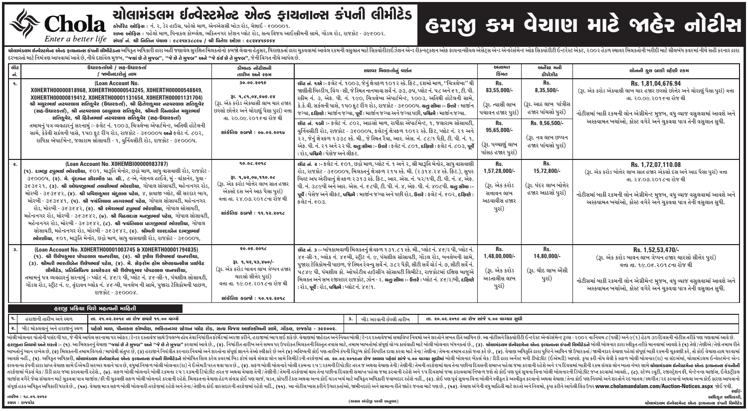# Chola ચોલામંડલમ ઈન્વેસ્ટમેન્ટ એન્ડ ફાયનાન્સ કંપની લીમીટેડ

*Enter a better life*

**કોર્પોરેટ ઓફિસ :** નં. ૨, ડેર હાઉસ, પહેલો માળ, એનએસસી બોઝ રોડ, ચેન્નઈ - ૬૦૦૦૦૧.
**શાખા ઓફિસ :** પહેલો માળ, પિનાકલ કોમ્પ્લેક્ષ, ભક્તિનગર સ્ટેશન પ્લોટ રોડ, સત્ય વિજય આઈસ્ક્રીમની સામે, ગોંડલ રોડ, રાજકોટ - ૩૬૦૦૦૨.
**સંપર્ક નં. શ્રી નિતિન પંચાલ : ૯૮૨૫૪૩૮૮૯ / શ્રી પ્રિતેશ ઓઝા : ૯૮૨૪૫૫૬૬૬૪**

# હરાજી કમ વેચાણ માટે જાહેર નોટીસ

ચોલામંડલમ ઈન્વેસ્ટમેન્ટ એન્ડ ફાયનાન્સ કંપની લીમીટેડના અધિકૃત અધિકારી દ્વારા અહીં જણાવેલ સુરક્ષિત મિલકતોનો કબજો લેવાના હેતુસર, ધિરાણકર્તા દ્વારા ચુકવવામાં આવેલ રકમની વસુલાત માટે સિક્યોરીટાઈઝેશન એન્ડ રીકન્સ્ટ્રક્શન ઓફ ફાયનાન્સીયલ એસેટ્સ એન્ડ એન્ફોર્સમેન્ટ ઓફ સિક્યોરીટી ઈન્ટરેસ્ટ એક્ટ, ૨૦૦૨ હેઠળ સ્થાવર મિલકતોની ખરીદી માટે સીલબંધ કવરમાં નીચે સહી કરનાર દ્વારા દરખાસ્તો માટે નિમંત્રણ આપવામાં આવે છે, નીચે દર્શાવેલ મુજબ, "જ્યાં છે ત્યાં છે", "જે છે તે મુજબ" અને "જે કંઈ છે તે મુજબ", જેની વિગત નીચે આપેલ છે.

| લોટ નં. | ઉધારકર્તાઓ / સહ-ઉધારકર્તા / જામીનદારોનું નામ | ડીમાન્ડ નોટીસની તારીખ અને રકમ | સ્થાવર મિલકતોનું વર્ણન | અનામત કિંમત | અર્નેસ્ટ મની ડીપોઝીટ | લોનની કુલ બાકી લ્હેણી રકમ |
|---|---|---|---|---|---|---|
| ૧. | **(Loan Account No. XOHERTH00000818968, XOHERTH00000543245, XOHERTH00000548849, XOHERTH00000819412, XOHERTH00001131654, XOHERTH00001131704)** **શ્રી મથુરભાઈ નટવરલાલ સતિકુવેર (ઉધારકર્તા), શ્રી હિતેશકુમાર નટવરલાલ સતિકુવેર (સહ-ઉધારકર્તા), શ્રી નટવરલાલ બાબુલાલ સતિકુવેર, શ્રીમતી બિનાબેન મથુરભાઈ સતિકુવેર, શ્રી હિરેનભાઈ નટવરલાલ સતિકુવેર (સહ-ઉધારકર્તા)** તમામનું પત્ર વ્યવહારનું સરનામું :- ફ્લેટ નં. ૧૦૦૩, ચિત્રલેખા એપાર્ટમેન્ટ, અતિથી હોટેલની સામે, કેકેવી સર્કલની પાસે, ૧૫૦ ફુટ રીંગ રોડ, રાજકોટ - ૩૬૦૦૦૫ **અને** ફ્લેટ નં. ૮૦૨, રાધિકા એપાર્ટમેન્ટ, જલારામ સોસાયટી - ૧, યુનિવર્સીટી રોડ, રાજકોટ - ૩૬૦૦૦૫. | **૩૦.૦૯.૨૦૧૬** **રૂા. ૧,૯૧,૦૪,૬૭૬.૯૪** (રૂા. એક કરોડ એકયાસી લાખ ચાર હજાર છસ્સો છોતેર અને ચોરાણું પૈસા પુરાં) વત્તા તા. ૨૦.૦૯.૨૦૧૬ના રોજ થી **સાંકેતિક કબજો : ૦૭.૦૨.૨૦૧૭** | **લોટ નં. ૧અે :-** ફ્લેટ નં. ૧૦૦૩, જેનું ક્ષેત્રફળ ૧૦૧૨ સ્કે. ફિટ, દસમો માળ, "ચિત્રલેખા" થી જાણીતી બિલ્ડીંગ, વિંગ - સી, જે સ્થિત નાનમવા સર્વે નં. ૭૩, ૭૫, પ્લોટ નં. ૫૮ અને ૬૧, ટી.પી. સ્કીમ નં. ૩, એફ. પી. નં. ૧૭, ચિત્રલેખા એપાર્ટમેન્ટ, ૧૦૦૩, અતિથી હોટેલની સામે, કે.કે.વી. સર્કલની પાસે, ૧૫૦ ફુટ રીંગ રોડ, રાજકોટ - ૩૬૦૦૦૫. **ચતુ:સીમા :- ઉત્તરે :** માર્જીન જગ્યા, **દક્ષિણે :** માર્જીન જગ્યા, **પૂર્વે :** માર્જીન જગ્યા અને પછી પ્લોટ, **પશ્ચિમે :** માર્જીન જગ્યા. | **Rs. 83,55,000/-** (રૂા. ત્યાસી લાખ પચાવન હજાર પુરાં) | **Rs. 8,35,500/-** (રૂા. આઠ લાખ પાંત્રીસ હજાર પાંચસો પુરાં) | **Rs. 1,81,04,676.94** (રૂા. એક કરોડ એકયાસી લાખ ચાર હજાર છસ્સો છોતેર અને ચોરાણું પૈસા પુરાં) વત્તા તા. ૨૦.૦૯.૨૦૧૬ના રોજ થી નોટીસમાં બાકી રકમની લોન એગ્રીમેન્ટ મુજબ, વધુ વ્યાજ વસુલવામાં આવશે અને અકસ્માત ખર્ચાઓ, કોસ્ટ વગેરે અને ચુકવવા પાત્ર તેની વસુલાત સુધી. |
| | | | **લોટ નં. ૧બી :-** ફ્લેટ નં. ૮૦૨, આઠમો માળ, રાધિકા એપાર્ટમેન્ટ, ૧, જલારામ સોસાયટી, યુનિવર્સીટી રોડ, રાજકોટ - ૩૬૦૦૦૫, ફ્લેટનું ક્ષેત્રફળ ૧૦૧૨ સ્કે. ફિટ, પ્લોટ નં. ૨૧ અને ૨૨, જેનું ક્ષેત્રફળ ૧૩૩૮ સ્કે. મી., જે સ્થિત રૈયા, આર. એસ. નં. ૮૮/૧ પૈકી, ટી. પી. નં. ૧, એફ. પી. નં. ૨૧ અને ૨૨ પી. **ચતુ:સીમા :- ઉત્તરે :** ફ્લેટ નં. ૮૦૧, **દક્ષિણે :** ફ્લેટ નં. ૮૦૩, **પૂર્વે :** રોડ, **પશ્ચિમે :** પેસેજ અને લીફ્ટ. | **Rs. 95,65,000/-** (રૂા. પચ્ચાણું લાખ પાંસઠ હજાર પુરાં) | **Rs. 9,56,500/-** (રૂા. નવ લાખ છપ્પન હજાર પાંચસો પુરાં) | |
| ૨. | **(Loan Account No. XOHEMBI00000983787)** **(૧). દામજી ટપુભાઈ ભોરણીયા,** ૬૦૧, મારૂતિ મેનોર, છઠ્ઠો માળ, સાધુ વાસવાણી રોડ, રાજકોટ - ૩૬૦૦૦૫, **(૨). મે. વૃંદાવન સીરામીક પ્રા. લી.,** ૮-એ, નેશનલ હાઈવે, મું - વાંકાનેર, ધુવા - ૩૬૩૬૨૧, **(૩). શ્રી ઓધવજીભાઈ તલસીભાઈ ભોરણીયા,** ગોપાલ સોસાયટી, મહેન્દ્રનગર રોડ, મોરબી - ૩૬૩૬૪૨, **(૪). શ્રી પ્રવિણકુમાર ચંદુલાલ પટેલ,** ૪, કાયાજી પ્લોટ, શ્રી સરદાર બાગ, મોરબી - ૩૬૩૬૪૧, **(૫). શ્રી જયંતિલાલ નાગરભાઈ પટેલ,** ગોપાલ સોસાયટી, મહેન્દ્રનગર રોડ, મોરબી - ૩૬૩૬૪૨, **(૬). શ્રી રમેશભાઈ ટપુભાઈ ભોરણીયા,** ગોપાલ સોસાયટી, મહેન્દ્રનગર રોડ, મોરબી - ૩૬૩૬૪૨, **(૭). શ્રી વિઠ્ઠલદાસ મનજીભાઈ પટેલ,** ગોપાલ સોસાયટી, મહેન્દ્રનગર રોડ, મોરબી - ૩૬૩૬૪૨, **(૮). શ્રી જયંતિલાલ પ્રાગજીભાઈ ભોરણીયા,** ગોપાલ સોસાયટી, મહેન્દ્રનગર રોડ, મોરબી - ૩૬૩૬૪૨, **(૯). શ્રીમતી શારદાબેન દામજીભાઈ ભોરણીયા,** ૬૦૧, મારૂતિ મેનોર, છઠ્ઠો માળ, સાધુ વાસવાણી રોડ, રાજકોટ - ૩૬૦૦૦૫. | **૧૦.૦૮.૨૦૧૮** **રૂા. ૧,૭૨,૦૭,૧૧૦.૦૮** (રૂા. એક કરોડ બોત્તેર લાખ સાત હજાર એકસો દસ અને આઠ પૈસા પુરાં) વત્તા તા. ૨૪.૦૭.૨૦૧૮ના રોજ થી **સાંકેતિક કબજો : ૧૧.૧૨.૨૦૧૮** | **લોટ નં. ૨ :-** ફ્લેટ નં. ૬૦૧, છઠ્ઠો માળ, પ્લોટ નં. ૧ અને ૨, શ્રી મારૂતિ મેનોર, સાધુ વાસવાણી રોડ, રાજકોટ - ૩૬૦૦૦૫, મિલકતનું ક્ષેત્રફળ ૨૧૫ સ્કે. મી. (૨૩૧૪.૨૪ સ્કે. ફિટ.), સુપર બિલ્ટ અપ એરીયાનું ક્ષેત્રફળ ૨૩૧૩ સ્કે. ફિટ, આર. એસ. નં. ૫૨/૫/૧, ટી. પી. નં. ૪, એફ. પી. નં. ૩૯૫/૧ અને આર. એસ. નં. ૯૯/૫, ટી. પી. નં. ૪, એફ. પી. નં. ૪૦૫/૫. **ચતુ:સીમા :- પૂર્વે :** પેસેજ અને લીફ્ટ, **પશ્ચિમે :** માર્જીન જગ્યા અને પછી રોડ, **ઉત્તરે :** ફ્લેટ નં. ૬૦૨, **દક્ષિણે :** ફ્લેટ નં. ૬૦૩. | **Rs. 1,57,28,000/-** (રૂા. એક કરોડ સત્તાવન લાખ અઠ્યાવીસ હજાર પુરાં) | **Rs. 15,72,800/-** (રૂા. પંદર લાખ બોત્તેર હજાર આઠસો પુરાં) | **Rs. 1,72,07,110.08** (રૂા. એક કરોડ બોત્તેર લાખ સાત હજાર એકસો દસ અને આઠ પૈસા પુરાં) વત્તા તા. ૨૪.૦૭.૨૦૧૮ના રોજ થી નોટીસમાં બાકી રકમની લોન એગ્રીમેન્ટ મુજબ, વધુ વ્યાજ વસુલવામાં આવશે અને અકસ્માત ખર્ચાઓ, કોસ્ટ વગેરે અને ચુકવવા પાત્ર તેની વસુલાત સુધી. |
| ૩. | **(Loan Account No. XOHERTH00001003745 & XOHERTH00001794835)** **(૧). શ્રી શૈલેષકુમાર પોપટલાલ વાનપરીયા, (૨). શ્રી રૂપીલ શૈલેષભાઈ વાનપરીયા, (૩). શ્રીમતી ભારતીબેન શૈલેષભાઈ પટેલ, (૪). મે. સેફરોમ હોમ એપ્લાયન્સીસ પ્રાઈવેટ લીમીટેડ, પ્રતિનિધિત્વ ડાયરેક્ટર શ્રી શૈલેષકુમાર પોપટલાલ વાનપરીયા,** તમામનું પત્ર વ્યવહારનું સરનામું :- પ્લોટ નં. ૪૯/૨ પી, પ્લોટ નં. ૪૯-સી-૧, પંચશીલ સોસાયટી, ગોંડલ રોડ, સ્ટ્રીટ નં. ૯, વૃંદાવન બ્લોક નં. ૪૯-બી, બનલેખ ની સામે, પુજારા ટેલિકોમની પાછળ, રાજકોટ - ૩૬૦૦૦૪. | **૨૦.૦૬.૨૦૧૮** **રૂા. ૧,૫૨,૫૩,૪૭૦/-** (રૂા. એક કરોડ બાવન લાખ ત્રેપન હજાર ચારસો સીત્તેર પુરાં) વત્તા તા. ૧૯.૦૬.૨૦૧૮ના રોજ થી **સાંકેતિક કબજો : ૧૦.૧૨.૨૦૧૮** | **લોટ નં. ૩ :-** બાંધકામવાળી મિલકતનું ક્ષેત્રફળ ૧૩૧.૯૧ સ્કે. મી., પ્લોટ નં. ૪૯/૨ પી, પ્લોટ નં. ૪૯-સી-૧, બ્લોક નં. ૪૯બી, સ્ટ્રીટ નં. ૯, પંચશીલ સોસાયટી, ગોંડલ રોડ, બનલેખની સામે, પુજારા ટેલિકોમની પાછળ, જે સ્થિત રેવન્યુ સર્વે નં. ૩૮૨ પૈકી, સીટી સર્વે વોર્ડ નં. ૭, સીટી સર્વે નં. ૫૮૪૯ પી, પંચશીલ કો. ઓપરેટીવ હાઉસીંગ સોસાયટી લીમીટેડ, રાજકોટમાં દક્ષિણ બાજુએ મિલકત અને સબ રજીસ્ટ્રાર રાજકોટ, ઝોન - ૨. **ચતુ:સીમા :- ઉત્તરે :** પ્લોટ નં. ૪૯/૨/બી, **દક્ષિણે :** રોડ, **પૂર્વે :** રોડ, **પશ્ચિમે :** પ્લોટ નં. ૪૯/૧. | **Rs. 1,48,00,000/-** (રૂા. એક કરોડ અડતાલીસ લાખ પુરાં) | **Rs. 14,80,000/-** (રૂા. ચૌદ લાખ એંસી પુરાં) | **Rs. 1,52,53,470/-** (રૂા. એક કરોડ બાવન લાખ ત્રેપન હજાર ચારસો સીત્તેર પુરાં) વત્તા તા. ૧૯.૦૬.૨૦૧૮ના રોજ થી નોટીસમાં બાકી રકમની લોન એગ્રીમેન્ટ મુજબ, વધુ વ્યાજ વસુલવામાં આવશે અને અકસ્માત ખર્ચાઓ, કોસ્ટ વગેરે અને ચુકવવા પાત્ર તેની વસુલાત સુધી. |

## હરાજી પ્રક્રિયા વિશે મહત્વની માહિતી

| | | | | |
|---|---|---|---|---|
| ૧. | હરાજીની તારીખ અને સ્થળ | તા. ૨૧.૦૨.૨૦૧૯ ના રોજ સવારે ૧૧.૦૦ વાગ્યે | ૩. | બીડ ભરવાની છેલ્લી તારીખ: તા. ૨૦.૦૨.૨૦૧૯ ના રોજ સાંજે ૫.૦૦ વાગ્યા સુધી |
| ૨. | બીડ મોકલવાનું અને હરાજીનું સ્થળ | પહેલો માળ, પીનાકલ કોમ્પ્લેક્ષ, ભક્તિનગર સ્ટેશન પ્લોટ રોડ, સત્ય વિજય આઈસ્ક્રીમની સામે, ગોંડલ, રાજકોટ - ૩૬૦૦૦૨. | | |

બોલી બોલનાર પોતાની પસંદગી પર, જે નીચે આપેલ સરનામા પર ઓફર / ટેન્ડર દસ્તાવેજ સાથે ઉપલબ્ધ હોય તેના નિર્ધારીત ફોર્મમાં અરજી કરીને, હરાજીમાં ભાગ લઈ શકે છે. વેચાણમાં જાહેરાત અને નિયત બોલી / ટેન્ડર દસ્તાવેજમાં સમાવિષ્ટ નિયમો અને શરતોને સખત રીતે આધિન છે. આ નોટીસને સિક્યોરીટી ઈન્ટરેસ્ટ એન્ફોર્સમેન્ટ રૂલ્સ - ૨૦૦૨ ના નિયમ ૮(૫)ની અને ૯(૧) હેઠળ ૩૦ દિવસની નોટીસ તરીકે પણ ગણવામાં આવે છે.

**હરાજીના નિયમો અને શરતો :-** (૧). આ મિલકતનું વેચાણ "જ્યાં છે તે મુજબ" અને "જે છે તે મુજબ" કરવામાં આવે છે., (૨). નિર્ધારીત તારીખ અને સમય પર ઉપરોક્ત મિલકતની વિસ્તૃત તપાસ માટે, તમામ બાબતોમાં સંપૂર્ણ યોગ્ય કાર્યવાહી માટે બોલી બોલનાર બંધનકર્તા છે., (૩). ચોલામંડલમ ઈન્વેસ્ટમેન્ટ એન્ડ ફાયનાન્સ કંપની લીમીટેડને બોલી બોલનાર દ્વારા સ્વીકૃત તરીકે માનવામાં આવશે કે (૧) તેણે / તેણીએ / તેણે તમામ રીતે બાબતોનું ધ્યાન રાખેલ છે, (૨) મિલકતની તમામ વિગતો / માપણી સંતુષ્ટ છે, (૩) હરાજીને નિયંત્રીત કરનારા નિયમો અને શરતોના સંપૂર્ણ જ્ઞાનને તેઓ સ્વીકારે છે અને (૪) ભવિષ્યની કોઈ પણ તારીખે કંપની વિરૂદ્ધ દાવા કરવા કોઈ હક ધરાવતા નથી / તેણી / તેમના તમામ હકકો જતા કરે છે., (૪). વેચાણ અધિકૃત અધિકારી પુષ્ટિને આધિન જો ઉધારકર્તા / જામીનદાર વેચાણ પહેલાં સંપૂર્ણ બાકી રકમની ચુકવણી કરે, તો કોઈ વેચાણ હાથ ધરવામાં આવશે નહીં., (૫). અધિકૃત અધિકારી, ચોલામંડલમ ઈન્વેસ્ટમેન્ટ એન્ડ ફાયનાન્સ કંપની લીમીટેડને સંબોધિત સિલ કરેલ કવરમાં બિડ ફોર્મ સાથે સંલગ્ન લોન સામે લીમીટેડની તરફેણમાં તા. ૨૦.૦૨.૨૦૧૯ના રોજ અથવા પહેલાં સાંજે ૫.૦૦ વાગ્યા સુધીમાં બોલી બોલનાર બેંકર્સ ચેક / ડીડી દ્વારા અર્નેસ્ટ મની ડીપોઝીટ (ઈએમડી) આપશો. કૃપા કરી નોંધ લેવી કે સફળ બોલી બોલનાર(રા) ના સંદર્ભમાં, ચોલામંડલમ ઈન્વેસ્ટમેન્ટ એન્ડ ફાયનાન્સ કંપની દ્વારા પ્રાપ્ત વેચાણ સાથે ઈએમડી સરભર થવાને પાત્ર છે, વધુમાં નિષ્ફળ બોલી બોલનાર(રા) ને ઈએમડી પરત થવા પાત્ર છે., (૬). સફળ બોલી બોલનારે બોલી રકમના ૨૫% રકમની ડિપોઝીટ તરત જ અથવા વેચાણ તેની / તેણીની / તેમની તરફેણમાં થાય તેના પછીના દિવસની સમાપ્ત પહેલા જમા કરવાની રહેશે અને ૧૫ દિવસમાં બાકીના રકમ સફળ બોલી બોલનાર ચોલામંડલમ ઈન્વેસ્ટમેન્ટ એન્ડ ફાયનાન્સ કંપનીની તરફેણમાં બેંકર્સ ચેક / ડીડી દ્વારા જમા કરાવવાની રહેશે., (૭). સફળ બોલી બોલનારે બોલી રકમના ૨૫% રકમની ડિપોઝીટ તરત જ અથવા વેચાણ તેની / તેણીની / તેમની તરફેણમાં થાય તેના પછીના દિવસની સમાપ્ત પહેલા જમા કરવાની રહેશે અને ૧૫ દિવસમાં જમા કરાવવામાં નિષ્ફળ જશે તો કોઈ પણ પૂર્વ સૂચના વિના બોલી બોલનારની ડિપોઝીટ જપ્ત કરવામાં આવશે., (૮). સ્ટેમ્પ ડ્યુટી, રજીસ્ટ્રેશન ફી, મેન્ટેનન્સ ચાર્જીસ, ઈલેક્ટ્રીક ચાર્જીસ વગેરે જેવા સંચાલન માટે ચુકવવા પાત્ર ચાર્જીસ / ફી ની ચુકવણી સફળ બોલી બોલનારે કરવાની રહેશે. મિલકતના વેચાણ હેઠળ સંલગ્ન કોઈ પણ ચાર્જ, વટત, પ્રોપર્ટી ટેક્ષ અથવા અન્ય કોઈ બાકી બાબત માટે અધિકૃત અધિકારી જવાબદાર રહેશે નહીં., (૯). કોઈ પણ પૂર્વ સૂચના વિના બોલીને સ્વીકારવા કે અસ્વીકૃત કરવાનો અથવા વેચાણ / તેના કોઈ પણ નિયમો અને શરતોને રદ્દ બાતલ / સ્થગીત / રદ્દ કરવાનો અથવા અન્ય કોઈ કારણ આપવાનો સંપૂર્ણ હકક અધિકૃત અધિકારી ધરાવે છે., (૧૦). વેચાણ માત્ર સફળ બોલી બોલનારી તરફેણમાં રહેશે અને તેના / તેણીના કોઈ વારસદારની તરફેણમાં રહેશે નહી., (૧૧). આ નોટીસ ખાસ કરીને ઉધારકર્તાઓ, જામીનદારો અને સામાન્ય રીતે જાહેર જનતા માટે પણ છે., (૧૨). વેચાણ અંગેની વધુ માહિતી માટે શરતો અને નિયમો, કૃપા કરીને આપેલી લિંક ઉપર **www.cholamandalam.com/Auction-Notices.aspx** જોઈ જવી.

તારીખ : ૧૯.૦૧.૨૦૧૯
સ્થળ : રાજકોટ

(અસલ અંગ્રેજી પરથી અનુવાદ)

સહી/-
અધિકૃત અધિકારી,
ચોલામંડલમ ઈન્વેસ્ટમેન્ટ એન્ડ ફાયનાન્સ કંપની લીમીટેડ